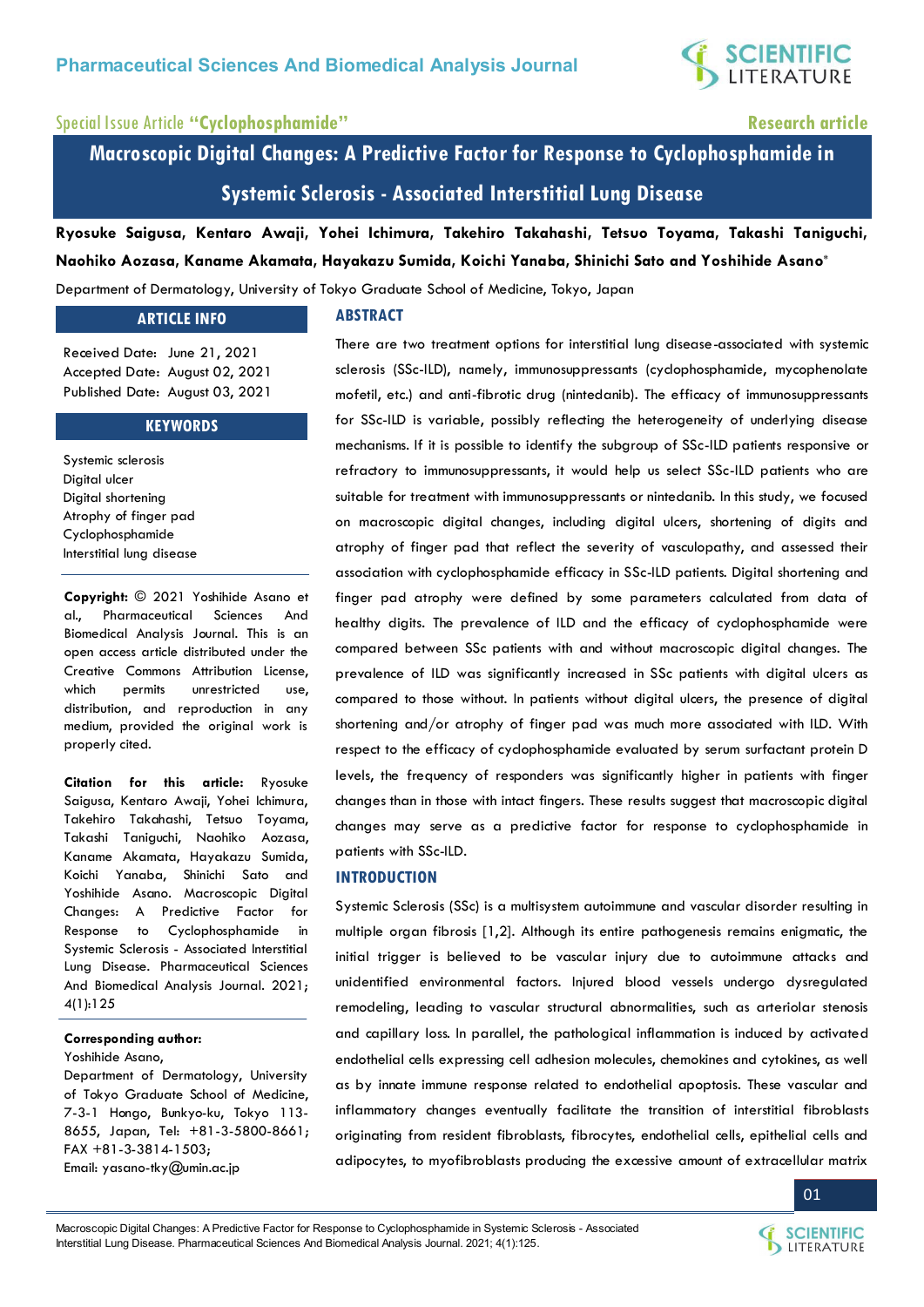Special Issue Article **"Cyclophosphamide"**

**Research article**

# Macroscopic Digital Changes: A Predictive Factor for Response to Cyclophosphamide in Systemic Sclerosis - Associated Interstitial Lung Disease

**Ryosuke Saigusa, Kentaro Awaji, Yohei Ichimura, Takehiro Takahashi, Tetsuo Toyama, Takashi Taniguchi, Naohiko Aozasa, Kaname Akamata, Hayakazu Sumida, Koichi Yanaba, Shinichi Sato and Yoshihide Asano***

Department of Dermatology, University of Tokyo Graduate School of Medicine, Tokyo, Japan

## ARTICLE INFO

Received Date: June 21, 2021
Accepted Date: August 02, 2021
Published Date: August 03, 2021

## KEYWORDS

Systemic sclerosis
Digital ulcer
Digital shortening
Atrophy of finger pad
Cyclophosphamide
Interstitial lung disease

**Copyright:** © 2021 Yoshihide Asano et al., Pharmaceutical Sciences And Biomedical Analysis Journal. This is an open access article distributed under the Creative Commons Attribution License, which permits unrestricted use, distribution, and reproduction in any medium, provided the original work is properly cited.

**Citation for this article:** Ryosuke Saigusa, Kentaro Awaji, Yohei Ichimura, Takehiro Takahashi, Tetsuo Toyama, Takashi Taniguchi, Naohiko Aozasa, Kaname Akamata, Hayakazu Sumida, Koichi Yanaba, Shinichi Sato and Yoshihide Asano. Macroscopic Digital Changes: A Predictive Factor for Response to Cyclophosphamide in Systemic Sclerosis - Associated Interstitial Lung Disease. Pharmaceutical Sciences And Biomedical Analysis Journal. 2021; 4(1):125

**Corresponding author:**
Yoshihide Asano,
Department of Dermatology, University of Tokyo Graduate School of Medicine, 7-3-1 Hongo, Bunkyo-ku, Tokyo 113-8655, Japan, Tel: +81-3-5800-8661; FAX +81-3-3814-1503;
Email: yasano-tky@umin.ac.jp

## ABSTRACT

There are two treatment options for interstitial lung disease-associated with systemic sclerosis (SSc-ILD), namely, immunosuppressants (cyclophosphamide, mycophenolate mofetil, etc.) and anti-fibrotic drug (nintedanib). The efficacy of immunosuppressants for SSc-ILD is variable, possibly reflecting the heterogeneity of underlying disease mechanisms. If it is possible to identify the subgroup of SSc-ILD patients responsive or refractory to immunosuppressants, it would help us select SSc-ILD patients who are suitable for treatment with immunosuppressants or nintedanib. In this study, we focused on macroscopic digital changes, including digital ulcers, shortening of digits and atrophy of finger pad that reflect the severity of vasculopathy, and assessed their association with cyclophosphamide efficacy in SSc-ILD patients. Digital shortening and finger pad atrophy were defined by some parameters calculated from data of healthy digits. The prevalence of ILD and the efficacy of cyclophosphamide were compared between SSc patients with and without macroscopic digital changes. The prevalence of ILD was significantly increased in SSc patients with digital ulcers as compared to those without. In patients without digital ulcers, the presence of digital shortening and/or atrophy of finger pad was much more associated with ILD. With respect to the efficacy of cyclophosphamide evaluated by serum surfactant protein D levels, the frequency of responders was significantly higher in patients with finger changes than in those with intact fingers. These results suggest that macroscopic digital changes may serve as a predictive factor for response to cyclophosphamide in patients with SSc-ILD.

## INTRODUCTION

Systemic Sclerosis (SSc) is a multisystem autoimmune and vascular disorder resulting in multiple organ fibrosis [1,2]. Although its entire pathogenesis remains enigmatic, the initial trigger is believed to be vascular injury due to autoimmune attacks and unidentified environmental factors. Injured blood vessels undergo dysregulated remodeling, leading to vascular structural abnormalities, such as arteriolar stenosis and capillary loss. In parallel, the pathological inflammation is induced by activated endothelial cells expressing cell adhesion molecules, chemokines and cytokines, as well as by innate immune response related to endothelial apoptosis. These vascular and inflammatory changes eventually facilitate the transition of interstitial fibroblasts originating from resident fibroblasts, fibrocytes, endothelial cells, epithelial cells and adipocytes, to myofibroblasts producing the excessive amount of extracellular matrix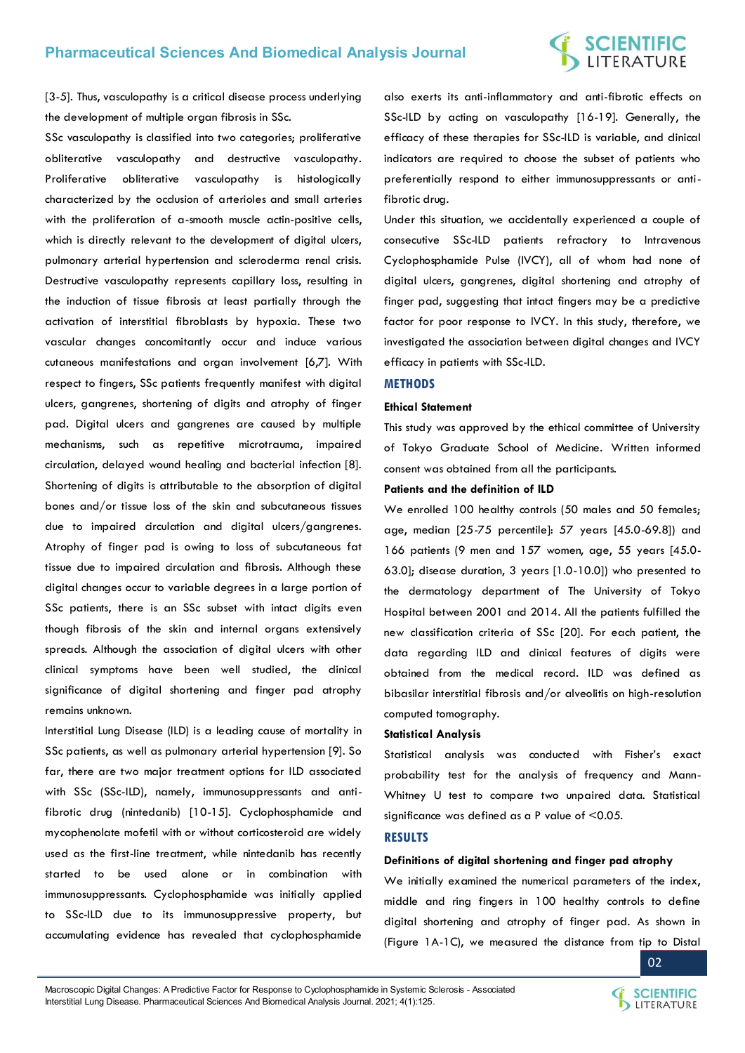[3-5]. Thus, vasculopathy is a critical disease process underlying the development of multiple organ fibrosis in SSc.

SSc vasculopathy is classified into two categories; proliferative obliterative vasculopathy and destructive vasculopathy. Proliferative obliterative vasculopathy is histologically characterized by the occlusion of arterioles and small arteries with the proliferation of α-smooth muscle actin-positive cells, which is directly relevant to the development of digital ulcers, pulmonary arterial hypertension and scleroderma renal crisis. Destructive vasculopathy represents capillary loss, resulting in the induction of tissue fibrosis at least partially through the activation of interstitial fibroblasts by hypoxia. These two vascular changes concomitantly occur and induce various cutaneous manifestations and organ involvement [6,7]. With respect to fingers, SSc patients frequently manifest with digital ulcers, gangrenes, shortening of digits and atrophy of finger pad. Digital ulcers and gangrenes are caused by multiple mechanisms, such as repetitive microtrauma, impaired circulation, delayed wound healing and bacterial infection [8]. Shortening of digits is attributable to the absorption of digital bones and/or tissue loss of the skin and subcutaneous tissues due to impaired circulation and digital ulcers/gangrenes. Atrophy of finger pad is owing to loss of subcutaneous fat tissue due to impaired circulation and fibrosis. Although these digital changes occur to variable degrees in a large portion of SSc patients, there is an SSc subset with intact digits even though fibrosis of the skin and internal organs extensively spreads. Although the association of digital ulcers with other clinical symptoms have been well studied, the clinical significance of digital shortening and finger pad atrophy remains unknown.

Interstitial Lung Disease (ILD) is a leading cause of mortality in SSc patients, as well as pulmonary arterial hypertension [9]. So far, there are two major treatment options for ILD associated with SSc (SSc-ILD), namely, immunosuppressants and anti-fibrotic drug (nintedanib) [10-15]. Cyclophosphamide and mycophenolate mofetil with or without corticosteroid are widely used as the first-line treatment, while nintedanib has recently started to be used alone or in combination with immunosuppressants. Cyclophosphamide was initially applied to SSc-ILD due to its immunosuppressive property, but accumulating evidence has revealed that cyclophosphamide also exerts its anti-inflammatory and anti-fibrotic effects on SSc-ILD by acting on vasculopathy [16-19]. Generally, the efficacy of these therapies for SSc-ILD is variable, and clinical indicators are required to choose the subset of patients who preferentially respond to either immunosuppressants or anti-fibrotic drug.

Under this situation, we accidentally experienced a couple of consecutive SSc-ILD patients refractory to Intravenous Cyclophosphamide Pulse (IVCY), all of whom had none of digital ulcers, gangrenes, digital shortening and atrophy of finger pad, suggesting that intact fingers may be a predictive factor for poor response to IVCY. In this study, therefore, we investigated the association between digital changes and IVCY efficacy in patients with SSc-ILD.

## METHODS

### Ethical Statement

This study was approved by the ethical committee of University of Tokyo Graduate School of Medicine. Written informed consent was obtained from all the participants.

### Patients and the definition of ILD

We enrolled 100 healthy controls (50 males and 50 females; age, median [25-75 percentile]: 57 years [45.0-69.8]) and 166 patients (9 men and 157 women, age, 55 years [45.0-63.0]; disease duration, 3 years [1.0-10.0]) who presented to the dermatology department of The University of Tokyo Hospital between 2001 and 2014. All the patients fulfilled the new classification criteria of SSc [20]. For each patient, the data regarding ILD and clinical features of digits were obtained from the medical record. ILD was defined as bibasilar interstitial fibrosis and/or alveolitis on high-resolution computed tomography.

### Statistical Analysis

Statistical analysis was conducted with Fisher's exact probability test for the analysis of frequency and Mann-Whitney U test to compare two unpaired data. Statistical significance was defined as a P value of <0.05.

## RESULTS

### Definitions of digital shortening and finger pad atrophy

We initially examined the numerical parameters of the index, middle and ring fingers in 100 healthy controls to define digital shortening and atrophy of finger pad. As shown in (Figure 1A-1C), we measured the distance from tip to Distal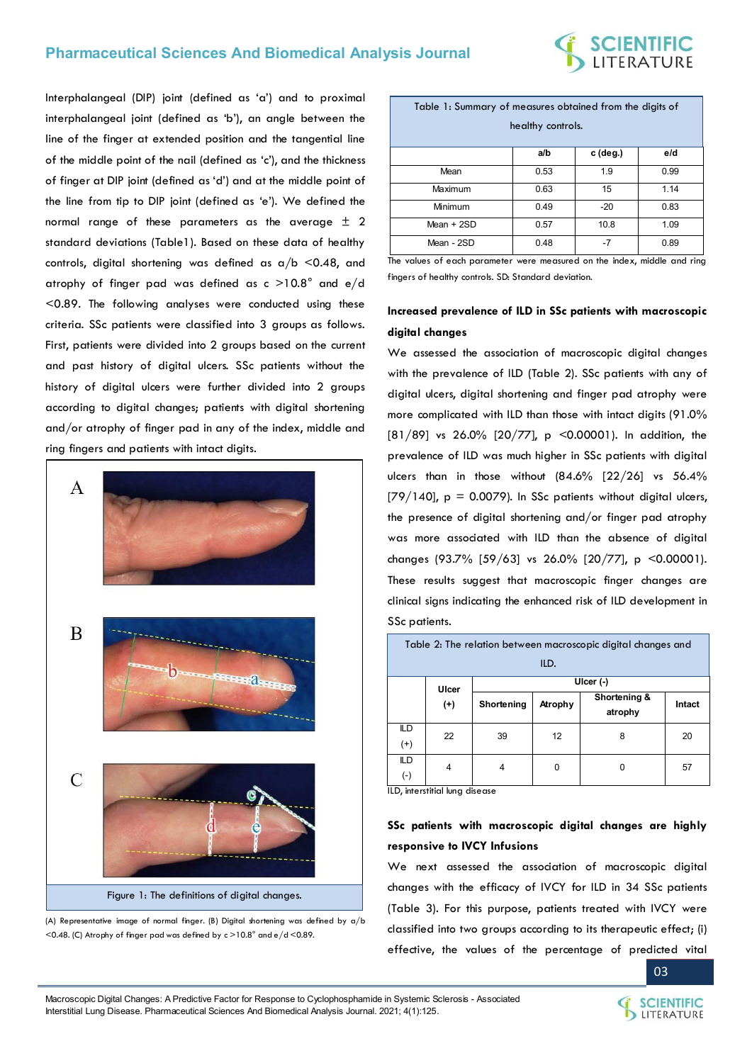Interphalangeal (DIP) joint (defined as 'a') and to proximal interphalangeal joint (defined as 'b'), an angle between the line of the finger at extended position and the tangential line of the middle point of the nail (defined as 'c'), and the thickness of finger at DIP joint (defined as 'd') and at the middle point of the line from tip to DIP joint (defined as 'e'). We defined the normal range of these parameters as the average ± 2 standard deviations (Table1). Based on these data of healthy controls, digital shortening was defined as a/b <0.48, and atrophy of finger pad was defined as c >10.8° and e/d <0.89. The following analyses were conducted using these criteria. SSc patients were classified into 3 groups as follows. First, patients were divided into 2 groups based on the current and past history of digital ulcers. SSc patients without the history of digital ulcers were further divided into 2 groups according to digital changes; patients with digital shortening and/or atrophy of finger pad in any of the index, middle and ring fingers and patients with intact digits.

Figure 1: The definitions of digital changes.

(A) Representative image of normal finger. (B) Digital shortening was defined by a/b <0.48. (C) Atrophy of finger pad was defined by c >10.8° and e/d <0.89.

Table 1: Summary of measures obtained from the digits of healthy controls.

| | a/b | c (deg.) | e/d |
|---|---|---|---|
| Mean | 0.53 | 1.9 | 0.99 |
| Maximum | 0.63 | 15 | 1.14 |
| Minimum | 0.49 | -20 | 0.83 |
| Mean + 2SD | 0.57 | 10.8 | 1.09 |
| Mean - 2SD | 0.48 | -7 | 0.89 |

The values of each parameter were measured on the index, middle and ring fingers of healthy controls. SD: Standard deviation.

### Increased prevalence of ILD in SSc patients with macroscopic digital changes

We assessed the association of macroscopic digital changes with the prevalence of ILD (Table 2). SSc patients with any of digital ulcers, digital shortening and finger pad atrophy were more complicated with ILD than those with intact digits (91.0% [81/89] vs 26.0% [20/77], p <0.00001). In addition, the prevalence of ILD was much higher in SSc patients with digital ulcers than in those without (84.6% [22/26] vs 56.4% [79/140], p = 0.0079). In SSc patients without digital ulcers, the presence of digital shortening and/or finger pad atrophy was more associated with ILD than the absence of digital changes (93.7% [59/63] vs 26.0% [20/77], p <0.00001). These results suggest that macroscopic finger changes are clinical signs indicating the enhanced risk of ILD development in SSc patients.

Table 2: The relation between macroscopic digital changes and ILD.

| | Ulcer (+) | Ulcer (-) | | | |
|---|---|---|---|---|---|
| | | Shortening | Atrophy | Shortening & atrophy | Intact |
| ILD (+) | 22 | 39 | 12 | 8 | 20 |
| ILD (-) | 4 | 4 | 0 | 0 | 57 |

ILD, interstitial lung disease

### SSc patients with macroscopic digital changes are highly responsive to IVCY Infusions

We next assessed the association of macroscopic digital changes with the efficacy of IVCY for ILD in 34 SSc patients (Table 3). For this purpose, patients treated with IVCY were classified into two groups according to its therapeutic effect; (i) effective, the values of the percentage of predicted vital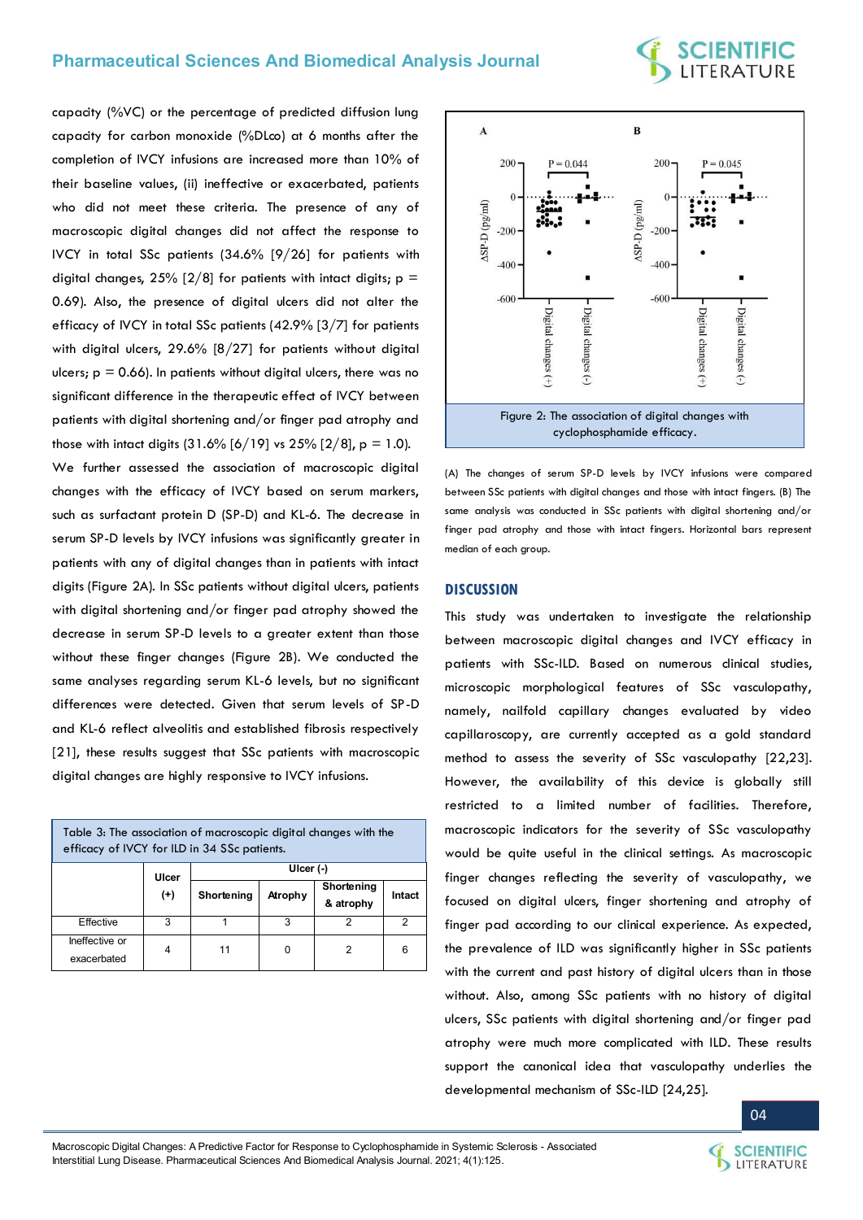capacity (%VC) or the percentage of predicted diffusion lung capacity for carbon monoxide (%DLco) at 6 months after the completion of IVCY infusions are increased more than 10% of their baseline values, (ii) ineffective or exacerbated, patients who did not meet these criteria. The presence of any of macroscopic digital changes did not affect the response to IVCY in total SSc patients (34.6% [9/26] for patients with digital changes, 25% [2/8] for patients with intact digits; p = 0.69). Also, the presence of digital ulcers did not alter the efficacy of IVCY in total SSc patients (42.9% [3/7] for patients with digital ulcers, 29.6% [8/27] for patients without digital ulcers; p = 0.66). In patients without digital ulcers, there was no significant difference in the therapeutic effect of IVCY between patients with digital shortening and/or finger pad atrophy and those with intact digits (31.6% [6/19] vs 25% [2/8], p = 1.0).

We further assessed the association of macroscopic digital changes with the efficacy of IVCY based on serum markers, such as surfactant protein D (SP-D) and KL-6. The decrease in serum SP-D levels by IVCY infusions was significantly greater in patients with any of digital changes than in patients with intact digits (Figure 2A). In SSc patients without digital ulcers, patients with digital shortening and/or finger pad atrophy showed the decrease in serum SP-D levels to a greater extent than those without these finger changes (Figure 2B). We conducted the same analyses regarding serum KL-6 levels, but no significant differences were detected. Given that serum levels of SP-D and KL-6 reflect alveolitis and established fibrosis respectively [21], these results suggest that SSc patients with macroscopic digital changes are highly responsive to IVCY infusions.

Table 3: The association of macroscopic digital changes with the efficacy of IVCY for ILD in 34 SSc patients.

| | Ulcer (+) | Ulcer (-) | | | |
|---|---|---|---|---|---|
| | | Shortening | Atrophy | Shortening & atrophy | Intact |
| Effective | 3 | 1 | 3 | 2 | 2 |
| Ineffective or exacerbated | 4 | 11 | 0 | 2 | 6 |

Figure 2: The association of digital changes with cyclophosphamide efficacy.

(A) The changes of serum SP-D levels by IVCY infusions were compared between SSc patients with digital changes and those with intact fingers. (B) The same analysis was conducted in SSc patients with digital shortening and/or finger pad atrophy and those with intact fingers. Horizontal bars represent median of each group.

## DISCUSSION

This study was undertaken to investigate the relationship between macroscopic digital changes and IVCY efficacy in patients with SSc-ILD. Based on numerous clinical studies, microscopic morphological features of SSc vasculopathy, namely, nailfold capillary changes evaluated by video capillaroscopy, are currently accepted as a gold standard method to assess the severity of SSc vasculopathy [22,23]. However, the availability of this device is globally still restricted to a limited number of facilities. Therefore, macroscopic indicators for the severity of SSc vasculopathy would be quite useful in the clinical settings. As macroscopic finger changes reflecting the severity of vasculopathy, we focused on digital ulcers, finger shortening and atrophy of finger pad according to our clinical experience. As expected, the prevalence of ILD was significantly higher in SSc patients with the current and past history of digital ulcers than in those without. Also, among SSc patients with no history of digital ulcers, SSc patients with digital shortening and/or finger pad atrophy were much more complicated with ILD. These results support the canonical idea that vasculopathy underlies the developmental mechanism of SSc-ILD [24,25].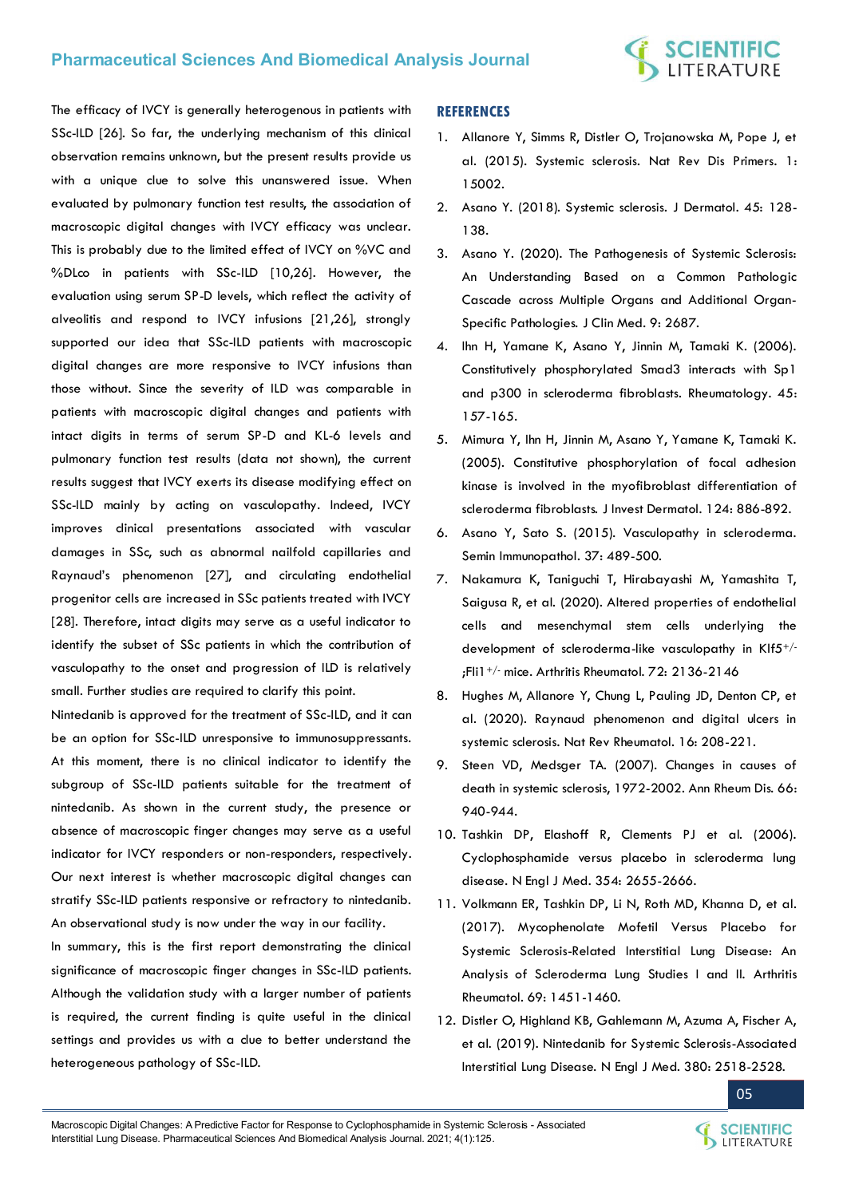The efficacy of IVCY is generally heterogenous in patients with SSc-ILD [26]. So far, the underlying mechanism of this clinical observation remains unknown, but the present results provide us with a unique clue to solve this unanswered issue. When evaluated by pulmonary function test results, the association of macroscopic digital changes with IVCY efficacy was unclear. This is probably due to the limited effect of IVCY on %VC and %DLco in patients with SSc-ILD [10,26]. However, the evaluation using serum SP-D levels, which reflect the activity of alveolitis and respond to IVCY infusions [21,26], strongly supported our idea that SSc-ILD patients with macroscopic digital changes are more responsive to IVCY infusions than those without. Since the severity of ILD was comparable in patients with macroscopic digital changes and patients with intact digits in terms of serum SP-D and KL-6 levels and pulmonary function test results (data not shown), the current results suggest that IVCY exerts its disease modifying effect on SSc-ILD mainly by acting on vasculopathy. Indeed, IVCY improves clinical presentations associated with vascular damages in SSc, such as abnormal nailfold capillaries and Raynaud's phenomenon [27], and circulating endothelial progenitor cells are increased in SSc patients treated with IVCY [28]. Therefore, intact digits may serve as a useful indicator to identify the subset of SSc patients in which the contribution of vasculopathy to the onset and progression of ILD is relatively small. Further studies are required to clarify this point.

Nintedanib is approved for the treatment of SSc-ILD, and it can be an option for SSc-ILD unresponsive to immunosuppressants. At this moment, there is no clinical indicator to identify the subgroup of SSc-ILD patients suitable for the treatment of nintedanib. As shown in the current study, the presence or absence of macroscopic finger changes may serve as a useful indicator for IVCY responders or non-responders, respectively. Our next interest is whether macroscopic digital changes can stratify SSc-ILD patients responsive or refractory to nintedanib. An observational study is now under the way in our facility.

In summary, this is the first report demonstrating the clinical significance of macroscopic finger changes in SSc-ILD patients. Although the validation study with a larger number of patients is required, the current finding is quite useful in the clinical settings and provides us with a clue to better understand the heterogeneous pathology of SSc-ILD.

## REFERENCES

1. Allanore Y, Simms R, Distler O, Trojanowska M, Pope J, et al. (2015). Systemic sclerosis. Nat Rev Dis Primers. 1: 15002.
2. Asano Y. (2018). Systemic sclerosis. J Dermatol. 45: 128-138.
3. Asano Y. (2020). The Pathogenesis of Systemic Sclerosis: An Understanding Based on a Common Pathologic Cascade across Multiple Organs and Additional Organ-Specific Pathologies. J Clin Med. 9: 2687.
4. Ihn H, Yamane K, Asano Y, Jinnin M, Tamaki K. (2006). Constitutively phosphorylated Smad3 interacts with Sp1 and p300 in scleroderma fibroblasts. Rheumatology. 45: 157-165.
5. Mimura Y, Ihn H, Jinnin M, Asano Y, Yamane K, Tamaki K. (2005). Constitutive phosphorylation of focal adhesion kinase is involved in the myofibroblast differentiation of scleroderma fibroblasts. J Invest Dermatol. 124: 886-892.
6. Asano Y, Sato S. (2015). Vasculopathy in scleroderma. Semin Immunopathol. 37: 489-500.
7. Nakamura K, Taniguchi T, Hirabayashi M, Yamashita T, Saigusa R, et al. (2020). Altered properties of endothelial cells and mesenchymal stem cells underlying the development of scleroderma-like vasculopathy in Klf5$^{+/-}$;Fli1$^{+/-}$ mice. Arthritis Rheumatol. 72: 2136-2146
8. Hughes M, Allanore Y, Chung L, Pauling JD, Denton CP, et al. (2020). Raynaud phenomenon and digital ulcers in systemic sclerosis. Nat Rev Rheumatol. 16: 208-221.
9. Steen VD, Medsger TA. (2007). Changes in causes of death in systemic sclerosis, 1972-2002. Ann Rheum Dis. 66: 940-944.
10. Tashkin DP, Elashoff R, Clements PJ et al. (2006). Cyclophosphamide versus placebo in scleroderma lung disease. N Engl J Med. 354: 2655-2666.
11. Volkmann ER, Tashkin DP, Li N, Roth MD, Khanna D, et al. (2017). Mycophenolate Mofetil Versus Placebo for Systemic Sclerosis-Related Interstitial Lung Disease: An Analysis of Scleroderma Lung Studies I and II. Arthritis Rheumatol. 69: 1451-1460.
12. Distler O, Highland KB, Gahlemann M, Azuma A, Fischer A, et al. (2019). Nintedanib for Systemic Sclerosis-Associated Interstitial Lung Disease. N Engl J Med. 380: 2518-2528.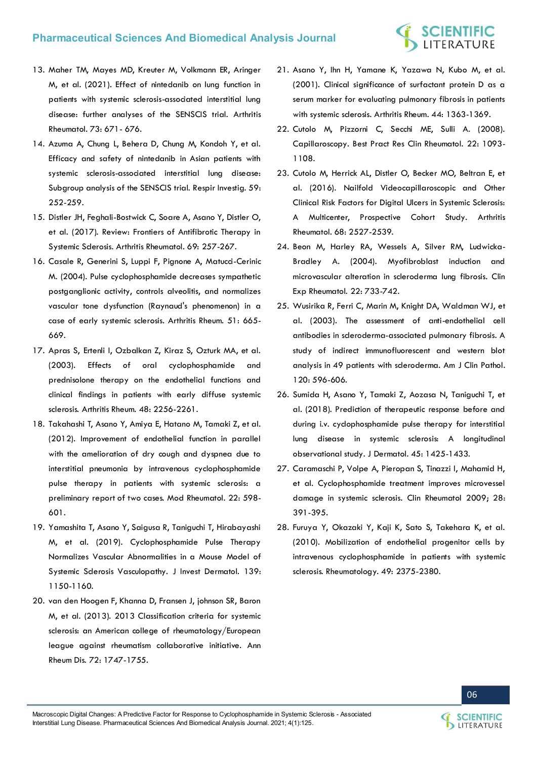13. Maher TM, Mayes MD, Kreuter M, Volkmann ER, Aringer M, et al. (2021). Effect of nintedanib on lung function in patients with systemic sclerosis-associated interstitial lung disease: further analyses of the SENSCIS trial. Arthritis Rheumatol. 73: 671- 676.
14. Azuma A, Chung L, Behera D, Chung M, Kondoh Y, et al. Efficacy and safety of nintedanib in Asian patients with systemic sclerosis-associated interstitial lung disease: Subgroup analysis of the SENSCIS trial. Respir Investig. 59: 252-259.
15. Distler JH, Feghali-Bostwick C, Soare A, Asano Y, Distler O, et al. (2017). Review: Frontiers of Antifibrotic Therapy in Systemic Sclerosis. Arthritis Rheumatol. 69: 257-267.
16. Casale R, Generini S, Luppi F, Pignone A, Matucci-Cerinic M. (2004). Pulse cyclophosphamide decreases sympathetic postganglionic activity, controls alveolitis, and normalizes vascular tone dysfunction (Raynaud's phenomenon) in a case of early systemic sclerosis. Arthritis Rheum. 51: 665-669.
17. Apras S, Ertenli I, Ozbalkan Z, Kiraz S, Ozturk MA, et al. (2003). Effects of oral cyclophosphamide and prednisolone therapy on the endothelial functions and clinical findings in patients with early diffuse systemic sclerosis. Arthritis Rheum. 48: 2256-2261.
18. Takahashi T, Asano Y, Amiya E, Hatano M, Tamaki Z, et al. (2012). Improvement of endothelial function in parallel with the amelioration of dry cough and dyspnea due to interstitial pneumonia by intravenous cyclophosphamide pulse therapy in patients with systemic sclerosis: a preliminary report of two cases. Mod Rheumatol. 22: 598-601.
19. Yamashita T, Asano Y, Saigusa R, Taniguchi T, Hirabayashi M, et al. (2019). Cyclophosphamide Pulse Therapy Normalizes Vascular Abnormalities in a Mouse Model of Systemic Sclerosis Vasculopathy. J Invest Dermatol. 139: 1150-1160.
20. van den Hoogen F, Khanna D, Fransen J, johnson SR, Baron M, et al. (2013). 2013 Classification criteria for systemic sclerosis: an American college of rheumatology/European league against rheumatism collaborative initiative. Ann Rheum Dis. 72: 1747-1755.
21. Asano Y, Ihn H, Yamane K, Yazawa N, Kubo M, et al. (2001). Clinical significance of surfactant protein D as a serum marker for evaluating pulmonary fibrosis in patients with systemic sclerosis. Arthritis Rheum. 44: 1363-1369.
22. Cutolo M, Pizzorni C, Secchi ME, Sulli A. (2008). Capillaroscopy. Best Pract Res Clin Rheumatol. 22: 1093-1108.
23. Cutolo M, Herrick AL, Distler O, Becker MO, Beltran E, et al. (2016). Nailfold Videocapillaroscopic and Other Clinical Risk Factors for Digital Ulcers in Systemic Sclerosis: A Multicenter, Prospective Cohort Study. Arthritis Rheumatol. 68: 2527-2539.
24. Beon M, Harley RA, Wessels A, Silver RM, Ludwicka-Bradley A. (2004). Myofibroblast induction and microvascular alteration in scleroderma lung fibrosis. Clin Exp Rheumatol. 22: 733-742.
25. Wusirika R, Ferri C, Marin M, Knight DA, Waldman WJ, et al. (2003). The assessment of anti-endothelial cell antibodies in scleroderma-associated pulmonary fibrosis. A study of indirect immunofluorescent and western blot analysis in 49 patients with scleroderma. Am J Clin Pathol. 120: 596-606.
26. Sumida H, Asano Y, Tamaki Z, Aozasa N, Taniguchi T, et al. (2018). Prediction of therapeutic response before and during i.v. cyclophosphamide pulse therapy for interstitial lung disease in systemic sclerosis: A longitudinal observational study. J Dermatol. 45: 1425-1433.
27. Caramaschi P, Volpe A, Pieropan S, Tinazzi I, Mahamid H, et al. Cyclophosphamide treatment improves microvessel damage in systemic sclerosis. Clin Rheumatol 2009; 28: 391-395.
28. Furuya Y, Okazaki Y, Kaji K, Sato S, Takehara K, et al. (2010). Mobilization of endothelial progenitor cells by intravenous cyclophosphamide in patients with systemic sclerosis. Rheumatology. 49: 2375-2380.